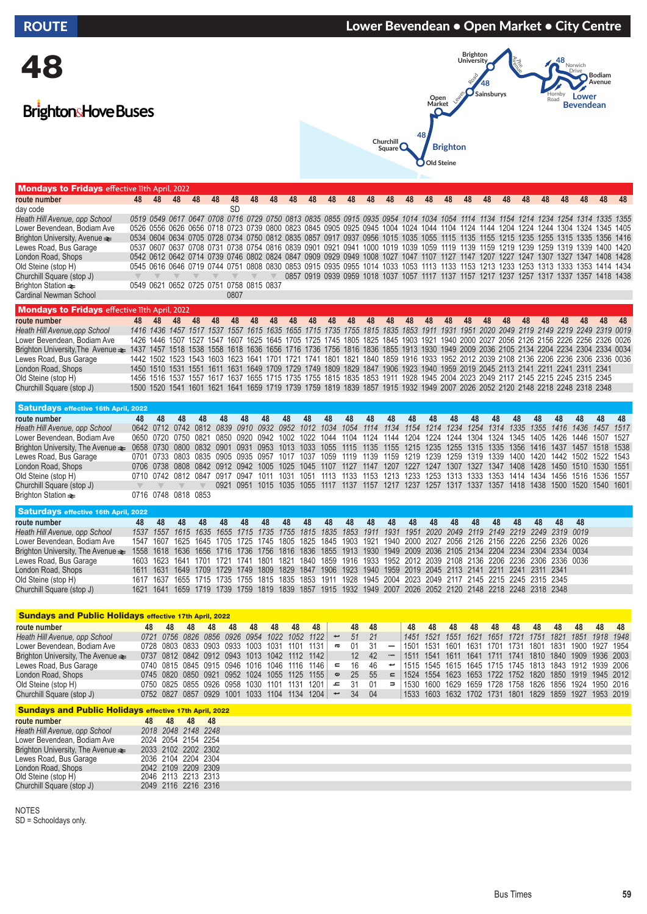# ROUTE 48

## Lower Bevendean • Open Market • City Centre

Brighton&Hove Buses

### Mondays to Fridays effective 11th April, 2022

| route number | 48 | 48 | 48 | 48 | 48 | 48 | 48 | 48 | 48 | 48 | 48 | 48 | 48 | 48 | 48 | 48 | 48 | 48 | 48 | 48 | 48 | 48 | 48 | 48 | 48 | 48 |
|---|---|---|---|---|---|---|---|---|---|---|---|---|---|---|---|---|---|---|---|---|---|---|---|---|---|---|
| day code | | | | | | SD | | | | | | | | | | | | | | | | | | | | |
| *Heath Hill Avenue, opp School* | *0519* | *0549* | *0617* | *0647* | *0708* | *0716* | *0729* | *0750* | *0813* | *0835* | *0855* | *0915* | *0935* | *0954* | *1014* | *1034* | *1054* | *1114* | *1134* | *1154* | *1214* | *1234* | *1254* | *1314* | *1335* | *1355* |
| Lower Bevendean, Bodiam Ave | 0526 | 0556 | 0626 | 0656 | 0718 | 0723 | 0739 | 0800 | 0823 | 0845 | 0905 | 0925 | 0945 | 1004 | 1024 | 1044 | 1104 | 1124 | 1144 | 1204 | 1224 | 1244 | 1304 | 1324 | 1345 | 1405 |
| Brighton University, Avenue ⇌ | 0534 | 0604 | 0634 | 0705 | 0728 | 0734 | 0750 | 0812 | 0835 | 0857 | 0917 | 0937 | 0956 | 1015 | 1035 | 1055 | 1115 | 1135 | 1155 | 1215 | 1235 | 1255 | 1315 | 1335 | 1356 | 1416 |
| Lewes Road, Bus Garage | 0537 | 0607 | 0637 | 0708 | 0731 | 0738 | 0754 | 0816 | 0839 | 0901 | 0921 | 0941 | 1000 | 1019 | 1039 | 1059 | 1119 | 1139 | 1159 | 1219 | 1239 | 1259 | 1319 | 1339 | 1400 | 1420 |
| London Road, Shops | 0542 | 0612 | 0642 | 0714 | 0739 | 0746 | 0802 | 0824 | 0847 | 0909 | 0929 | 0949 | 1008 | 1027 | 1047 | 1107 | 1127 | 1147 | 1207 | 1227 | 1247 | 1307 | 1327 | 1347 | 1408 | 1428 |
| Old Steine (stop H) | 0545 | 0616 | 0646 | 0719 | 0744 | 0751 | 0808 | 0830 | 0853 | 0915 | 0935 | 0955 | 1014 | 1033 | 1053 | 1113 | 1133 | 1153 | 1213 | 1233 | 1253 | 1313 | 1333 | 1353 | 1414 | 1434 |
| Churchill Square (stop J) | ▼ | ▼ | ▼ | ▼ | ▼ | ▼ | ▼ | ▼ | 0857 | 0919 | 0939 | 0959 | 1018 | 1037 | 1057 | 1117 | 1137 | 1157 | 1217 | 1237 | 1257 | 1317 | 1337 | 1357 | 1418 | 1438 |
| Brighton Station ⇌ | 0549 | 0621 | 0652 | 0725 | 0751 | 0758 | 0815 | 0837 | | | | | | | | | | | | | | | | | | |
| Cardinal Newman School | | | | | | 0807 | | | | | | | | | | | | | | | | | | | | |

### Mondays to Fridays effective 11th April, 2022

| route number | 48 | 48 | 48 | 48 | 48 | 48 | 48 | 48 | 48 | 48 | 48 | 48 | 48 | 48 | 48 | 48 | 48 | 48 | 48 | 48 | 48 | 48 | 48 | 48 | 48 | 48 |
|---|---|---|---|---|---|---|---|---|---|---|---|---|---|---|---|---|---|---|---|---|---|---|---|---|---|---|
| *Heath Hill Avenue, opp School* | *1416* | *1436* | *1457* | *1517* | *1537* | *1557* | *1615* | *1635* | *1655* | *1715* | *1735* | *1755* | *1815* | *1835* | *1853* | *1911* | *1931* | *1951* | *2020* | *2049* | *2119* | *2149* | *2219* | *2249* | *2319* | *0019* |
| Lower Bevendean, Bodiam Ave | 1426 | 1446 | 1507 | 1527 | 1547 | 1607 | 1625 | 1645 | 1705 | 1725 | 1745 | 1805 | 1825 | 1845 | 1903 | 1921 | 1940 | 2000 | 2027 | 2056 | 2126 | 2156 | 2226 | 2256 | 2326 | 0026 |
| Brighton University, The Avenue ⇌ | 1437 | 1457 | 1518 | 1538 | 1558 | 1618 | 1636 | 1656 | 1716 | 1736 | 1756 | 1816 | 1836 | 1855 | 1913 | 1930 | 1949 | 2009 | 2036 | 2105 | 2134 | 2204 | 2234 | 2304 | 2334 | 0034 |
| Lewes Road, Bus Garage | 1442 | 1502 | 1523 | 1543 | 1603 | 1623 | 1641 | 1701 | 1721 | 1741 | 1801 | 1821 | 1840 | 1859 | 1916 | 1933 | 1952 | 2012 | 2039 | 2108 | 2136 | 2206 | 2236 | 2306 | 2336 | 0036 |
| London Road, Shops | 1450 | 1510 | 1531 | 1551 | 1611 | 1631 | 1649 | 1709 | 1729 | 1749 | 1809 | 1829 | 1847 | 1906 | 1923 | 1940 | 1959 | 2019 | 2045 | 2113 | 2141 | 2211 | 2241 | 2311 | 2341 | |
| Old Steine (stop H) | 1456 | 1516 | 1537 | 1557 | 1617 | 1637 | 1655 | 1715 | 1735 | 1755 | 1815 | 1835 | 1853 | 1911 | 1928 | 1945 | 2004 | 2023 | 2049 | 2117 | 2145 | 2215 | 2245 | 2315 | 2345 | |
| Churchill Square (stop J) | 1500 | 1520 | 1541 | 1601 | 1621 | 1641 | 1659 | 1719 | 1739 | 1759 | 1819 | 1839 | 1857 | 1915 | 1932 | 1949 | 2007 | 2026 | 2052 | 2120 | 2148 | 2218 | 2248 | 2318 | 2348 | |

### Saturdays effective 16th April, 2022

| route number | 48 | 48 | 48 | 48 | 48 | 48 | 48 | 48 | 48 | 48 | 48 | 48 | 48 | 48 | 48 | 48 | 48 | 48 | 48 | 48 | 48 | 48 | 48 | 48 |
|---|---|---|---|---|---|---|---|---|---|---|---|---|---|---|---|---|---|---|---|---|---|---|---|---|
| *Heath Hill Avenue, opp School* | 0642 | 0712 | 0742 | 0812 | *0839* | *0910* | *0932* | *0952* | *1012* | *1034* | *1054* | *1114* | *1134* | *1154* | *1214* | *1234* | *1254* | *1314* | *1335* | *1355* | *1416* | *1436* | *1457* | *1517* |
| Lower Bevendean, Bodiam Ave | 0650 | 0720 | 0750 | 0821 | 0850 | 0920 | 0942 | 1002 | 1022 | 1044 | 1104 | 1124 | 1144 | 1204 | 1224 | 1244 | 1304 | 1324 | 1345 | 1405 | 1426 | 1446 | 1507 | 1527 |
| Brighton University, The Avenue ⇌ | 0658 | 0730 | 0800 | 0832 | 0901 | 0931 | 0953 | 1013 | 1033 | 1055 | 1115 | 1135 | 1155 | 1215 | 1235 | 1255 | 1315 | 1335 | 1356 | 1416 | 1437 | 1457 | 1518 | 1538 |
| Lewes Road, Bus Garage | 0701 | 0733 | 0803 | 0835 | 0905 | 0935 | 0957 | 1017 | 1037 | 1059 | 1119 | 1139 | 1159 | 1219 | 1239 | 1259 | 1319 | 1339 | 1400 | 1420 | 1442 | 1502 | 1522 | 1543 |
| London Road, Shops | 0706 | 0738 | 0808 | 0842 | 0912 | 0942 | 1005 | 1025 | 1045 | 1107 | 1127 | 1147 | 1207 | 1227 | 1247 | 1307 | 1327 | 1347 | 1408 | 1428 | 1450 | 1510 | 1530 | 1551 |
| Old Steine (stop H) | 0710 | 0742 | 0812 | 0847 | 0917 | 0947 | 1011 | 1031 | 1051 | 1113 | 1133 | 1153 | 1213 | 1233 | 1253 | 1313 | 1333 | 1353 | 1414 | 1434 | 1456 | 1516 | 1536 | 1557 |
| Churchill Square (stop J) | ▼ | ▼ | ▼ | ▼ | 0921 | 0951 | 1015 | 1035 | 1055 | 1117 | 1137 | 1157 | 1217 | 1237 | 1257 | 1317 | 1337 | 1357 | 1418 | 1438 | 1500 | 1520 | 1540 | 1601 |
| Brighton Station ⇌ | 0716 | 0748 | 0818 | 0853 | | | | | | | | | | | | | | | | | | | | |

### Saturdays effective 16th April, 2022

| route number | 48 | 48 | 48 | 48 | 48 | 48 | 48 | 48 | 48 | 48 | 48 | 48 | 48 | 48 | 48 | 48 | 48 | 48 | 48 | 48 | 48 | 48 |
|---|---|---|---|---|---|---|---|---|---|---|---|---|---|---|---|---|---|---|---|---|---|---|
| *Heath Hill Avenue, opp School* | *1537* | *1557* | *1615* | *1635* | *1655* | *1715* | *1735* | *1755* | *1815* | *1835* | *1853* | *1911* | *1931* | *1951* | *2020* | *2049* | *2119* | *2149* | *2219* | *2249* | *2319* | *0019* |
| Lower Bevendean, Bodiam Ave | 1547 | 1607 | 1625 | 1645 | 1705 | 1725 | 1745 | 1805 | 1825 | 1845 | 1903 | 1921 | 1940 | 2000 | 2027 | 2056 | 2126 | 2156 | 2226 | 2256 | 2326 | 0026 |
| Brighton University, The Avenue ⇌ | 1558 | 1618 | 1636 | 1656 | 1716 | 1736 | 1756 | 1816 | 1836 | 1855 | 1913 | 1930 | 1949 | 2009 | 2036 | 2105 | 2134 | 2204 | 2234 | 2304 | 2334 | 0034 |
| Lewes Road, Bus Garage | 1603 | 1623 | 1641 | 1701 | 1721 | 1741 | 1801 | 1821 | 1840 | 1859 | 1916 | 1933 | 1952 | 2012 | 2039 | 2108 | 2136 | 2206 | 2236 | 2306 | 2336 | 0036 |
| London Road, Shops | 1611 | 1631 | 1649 | 1709 | 1729 | 1749 | 1809 | 1829 | 1847 | 1906 | 1923 | 1940 | 1959 | 2019 | 2045 | 2113 | 2141 | 2211 | 2241 | 2311 | 2341 | |
| Old Steine (stop H) | 1617 | 1637 | 1655 | 1715 | 1735 | 1755 | 1815 | 1835 | 1853 | 1911 | 1928 | 1945 | 2004 | 2023 | 2049 | 2117 | 2145 | 2215 | 2245 | 2315 | 2345 | |
| Churchill Square (stop J) | 1621 | 1641 | 1659 | 1719 | 1739 | 1759 | 1819 | 1839 | 1857 | 1915 | 1932 | 1949 | 2007 | 2026 | 2052 | 2120 | 2148 | 2218 | 2248 | 2318 | 2348 | |

### Sundays and Public Holidays effective 17th April, 2022

| route number | 48 | 48 | 48 | 48 | 48 | 48 | 48 | 48 | 48 | then at | 48 | 48 | past each hour until | 48 | 48 | 48 | 48 | 48 | 48 | 48 | 48 | 48 | 48 | 48 |
|---|---|---|---|---|---|---|---|---|---|---|---|---|---|---|---|---|---|---|---|---|---|---|---|---|
| *Heath Hill Avenue, opp School* | *0721* | *0756* | *0826* | *0856* | *0926* | *0954* | *1022* | *1052* | *1122* | | *51* | *21* | | *1451* | *1521* | *1551* | *1621* | *1651* | *1721* | *1751* | *1821* | *1851* | *1918* | *1948* |
| Lower Bevendean, Bodiam Ave | 0728 | 0803 | 0833 | 0903 | 0933 | 1003 | 1031 | 1101 | 1131 | | 01 | 31 | | 1501 | 1531 | 1601 | 1631 | 1701 | 1731 | 1801 | 1831 | 1900 | 1927 | 1954 |
| Brighton University, The Avenue ⇌ | 0737 | 0812 | 0842 | 0912 | 0943 | 1013 | 1042 | 1112 | 1142 | | 12 | 42 | | 1511 | 1541 | 1611 | 1641 | 1711 | 1741 | 1810 | 1840 | 1909 | 1936 | 2003 |
| Lewes Road, Bus Garage | 0740 | 0815 | 0845 | 0915 | 0946 | 1016 | 1046 | 1116 | 1146 | | 16 | 46 | | 1515 | 1545 | 1615 | 1645 | 1715 | 1745 | 1813 | 1843 | 1912 | 1939 | 2006 |
| London Road, Shops | 0745 | 0820 | 0850 | 0921 | 0952 | 1024 | 1055 | 1125 | 1155 | | 25 | 55 | | 1524 | 1554 | 1623 | 1653 | 1722 | 1752 | 1820 | 1850 | 1919 | 1945 | 2012 |
| Old Steine (stop H) | 0750 | 0825 | 0855 | 0926 | 0958 | 1030 | 1101 | 1131 | 1201 | | 31 | 01 | | 1530 | 1600 | 1629 | 1659 | 1728 | 1758 | 1826 | 1856 | 1924 | 1950 | 2016 |
| Churchill Square (stop J) | 0752 | 0827 | 0857 | 0929 | 1001 | 1033 | 1104 | 1134 | 1204 | | 34 | 04 | | 1533 | 1603 | 1632 | 1702 | 1731 | 1801 | 1829 | 1859 | 1927 | 1953 | 2019 |

### Sundays and Public Holidays effective 17th April, 2022

| route number | 48 | 48 | 48 | 48 |
|---|---|---|---|---|
| *Heath Hill Avenue, opp School* | *2018* | *2048* | *2148* | *2248* |
| Lower Bevendean, Bodiam Ave | 2024 | 2054 | 2154 | 2254 |
| Brighton University, The Avenue ⇌ | 2033 | 2102 | 2202 | 2302 |
| Lewes Road, Bus Garage | 2036 | 2104 | 2204 | 2304 |
| London Road, Shops | 2042 | 2109 | 2209 | 2309 |
| Old Steine (stop H) | 2046 | 2113 | 2213 | 2313 |
| Churchill Square (stop J) | 2049 | 2116 | 2216 | 2316 |

NOTES
SD = Schooldays only.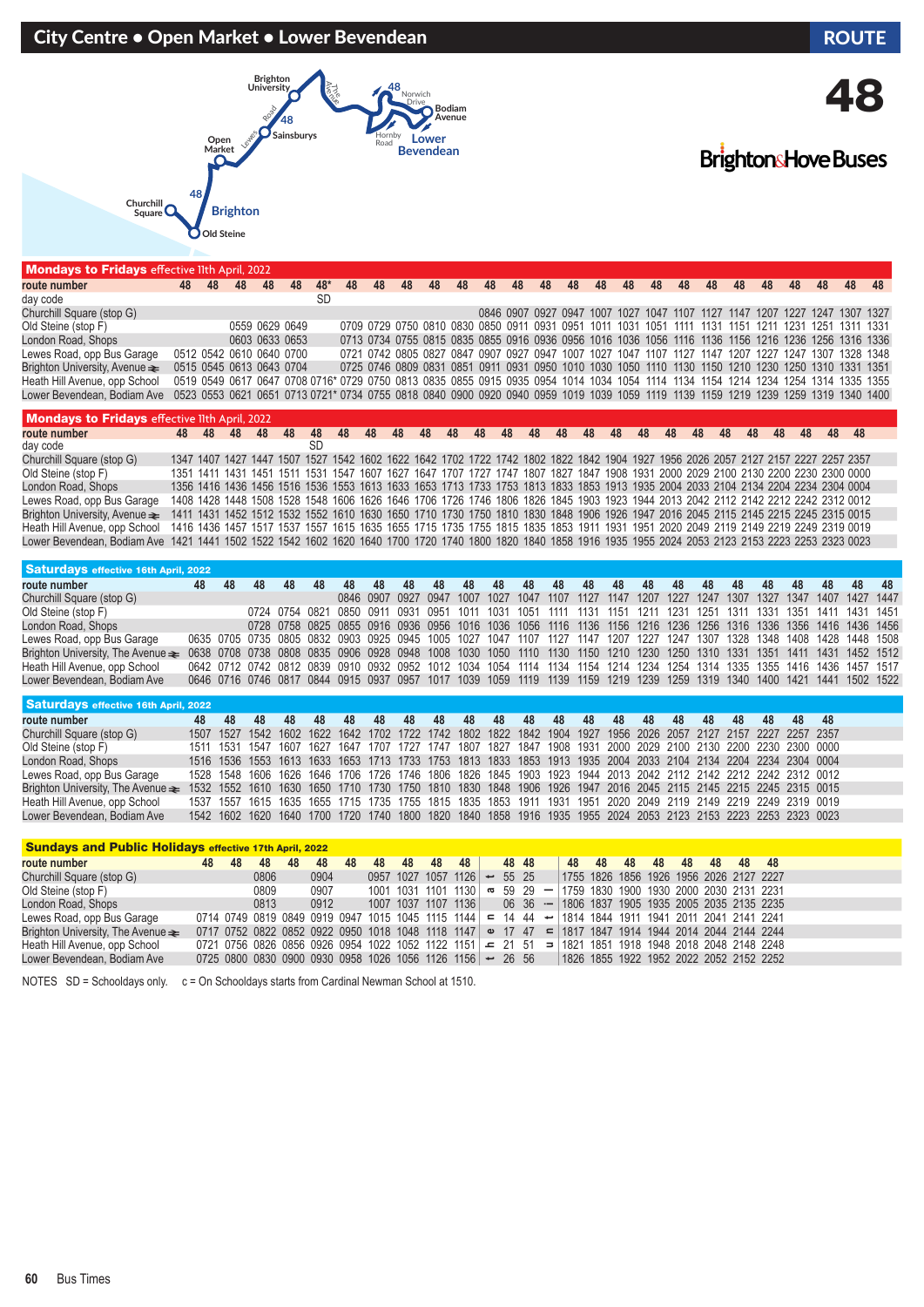# City Centre • Open Market • Lower Bevendean

**ROUTE 48**

Brighton&Hove Buses

Brighton University
The Avenue
Lewes Road
Sainsbury's
Open Market
Norwich Drive
Bodiam Avenue
Hornby Road
Lower Bevendean
Churchill Square
Brighton
Old Steine

## Mondays to Fridays effective 11th April, 2022

| route number | 48 | 48 | 48 | 48 | 48 | 48* | 48 | 48 | 48 | 48 | 48 | 48 | 48 | 48 | 48 | 48 | 48 | 48 | 48 | 48 | 48 | 48 | 48 | 48 | 48 | 48 |
|---|---|---|---|---|---|---|---|---|---|---|---|---|---|---|---|---|---|---|---|---|---|---|---|---|---|---|
| day code | | | | | | SD | | | | | | | | | | | | | | | | | | | | |
| Churchill Square (stop G) | | | | | | | | | | | | 0846 | 0907 | 0927 | 0947 | 1007 | 1027 | 1047 | 1107 | 1127 | 1147 | 1207 | 1227 | 1247 | 1307 | 1327 |
| Old Steine (stop F) | | | 0559 | 0629 | 0649 | | 0709 | 0729 | 0750 | 0810 | 0830 | 0850 | 0911 | 0931 | 0951 | 1011 | 1031 | 1051 | 1111 | 1131 | 1151 | 1211 | 1231 | 1251 | 1311 | 1331 |
| London Road, Shops | | | 0603 | 0633 | 0653 | | 0713 | 0734 | 0755 | 0815 | 0835 | 0855 | 0916 | 0936 | 0956 | 1016 | 1036 | 1056 | 1116 | 1136 | 1156 | 1216 | 1236 | 1256 | 1316 | 1336 |
| Lewes Road, opp Bus Garage | 0512 | 0542 | 0610 | 0640 | 0700 | | 0721 | 0742 | 0805 | 0827 | 0847 | 0907 | 0927 | 0947 | 1007 | 1027 | 1047 | 1107 | 1127 | 1147 | 1207 | 1227 | 1247 | 1307 | 1328 | 1348 |
| Brighton University, Avenue ⇌ | 0515 | 0545 | 0613 | 0643 | 0704 | | 0725 | 0746 | 0809 | 0831 | 0851 | 0911 | 0931 | 0950 | 1010 | 1030 | 1050 | 1110 | 1130 | 1150 | 1210 | 1230 | 1250 | 1310 | 1331 | 1351 |
| Heath Hill Avenue, opp School | 0519 | 0549 | 0617 | 0647 | 0708 | 0716* | 0729 | 0750 | 0813 | 0835 | 0855 | 0915 | 0935 | 0954 | 1014 | 1034 | 1054 | 1114 | 1134 | 1154 | 1214 | 1234 | 1254 | 1314 | 1335 | 1355 |
| Lower Bevendean, Bodiam Ave | 0523 | 0553 | 0621 | 0651 | 0713 | 0721* | 0734 | 0755 | 0818 | 0840 | 0900 | 0920 | 0940 | 0959 | 1019 | 1039 | 1059 | 1119 | 1139 | 1159 | 1219 | 1239 | 1259 | 1319 | 1340 | 1400 |

## Mondays to Fridays effective 11th April, 2022

| route number | 48 | 48 | 48 | 48 | 48 | 48 | 48 | 48 | 48 | 48 | 48 | 48 | 48 | 48 | 48 | 48 | 48 | 48 | 48 | 48 | 48 | 48 | 48 | 48 | 48 | 48 |
|---|---|---|---|---|---|---|---|---|---|---|---|---|---|---|---|---|---|---|---|---|---|---|---|---|---|---|
| day code | | | | | | SD | | | | | | | | | | | | | | | | | | | | |
| Churchill Square (stop G) | 1347 | 1407 | 1427 | 1447 | 1507 | 1527 | 1542 | 1602 | 1622 | 1642 | 1702 | 1722 | 1742 | 1802 | 1822 | 1842 | 1904 | 1927 | 1956 | 2026 | 2057 | 2127 | 2157 | 2227 | 2257 | 2357 |
| Old Steine (stop F) | 1351 | 1411 | 1431 | 1451 | 1511 | 1531 | 1547 | 1607 | 1627 | 1647 | 1707 | 1727 | 1747 | 1807 | 1827 | 1847 | 1908 | 1931 | 2000 | 2029 | 2100 | 2130 | 2200 | 2230 | 2300 | 0000 |
| London Road, Shops | 1356 | 1416 | 1436 | 1456 | 1516 | 1536 | 1553 | 1613 | 1633 | 1653 | 1713 | 1733 | 1753 | 1813 | 1833 | 1853 | 1913 | 1935 | 2004 | 2033 | 2104 | 2134 | 2204 | 2234 | 2304 | 0004 |
| Lewes Road, opp Bus Garage | 1408 | 1428 | 1448 | 1508 | 1528 | 1548 | 1606 | 1626 | 1646 | 1706 | 1726 | 1746 | 1806 | 1826 | 1845 | 1903 | 1923 | 1944 | 2013 | 2042 | 2112 | 2142 | 2212 | 2242 | 2312 | 0012 |
| Brighton University, Avenue ⇌ | 1411 | 1431 | 1452 | 1512 | 1532 | 1552 | 1610 | 1630 | 1650 | 1710 | 1730 | 1750 | 1810 | 1830 | 1848 | 1906 | 1926 | 1947 | 2016 | 2045 | 2115 | 2145 | 2215 | 2245 | 2315 | 0015 |
| Heath Hill Avenue, opp School | 1416 | 1436 | 1457 | 1517 | 1537 | 1557 | 1615 | 1635 | 1655 | 1715 | 1735 | 1755 | 1815 | 1835 | 1853 | 1911 | 1931 | 1951 | 2020 | 2049 | 2119 | 2149 | 2219 | 2249 | 2319 | 0019 |
| Lower Bevendean, Bodiam Ave | 1421 | 1441 | 1502 | 1522 | 1542 | 1602 | 1620 | 1640 | 1700 | 1720 | 1740 | 1800 | 1820 | 1840 | 1858 | 1916 | 1935 | 1955 | 2024 | 2053 | 2123 | 2153 | 2223 | 2253 | 2323 | 0023 |

## Saturdays effective 16th April, 2022

| route number | 48 | 48 | 48 | 48 | 48 | 48 | 48 | 48 | 48 | 48 | 48 | 48 | 48 | 48 | 48 | 48 | 48 | 48 | 48 | 48 | 48 | 48 | 48 | 48 |
|---|---|---|---|---|---|---|---|---|---|---|---|---|---|---|---|---|---|---|---|---|---|---|---|---|
| Churchill Square (stop G) | | | | | | 0846 | 0907 | 0927 | 0947 | 1007 | 1027 | 1047 | 1107 | 1127 | 1147 | 1207 | 1227 | 1247 | 1307 | 1327 | 1347 | 1407 | 1427 | 1447 |
| Old Steine (stop F) | | | 0724 | 0754 | 0821 | 0850 | 0911 | 0931 | 0951 | 1011 | 1031 | 1051 | 1111 | 1131 | 1151 | 1211 | 1231 | 1251 | 1311 | 1331 | 1351 | 1411 | 1431 | 1451 |
| London Road, Shops | | | 0728 | 0758 | 0825 | 0855 | 0916 | 0936 | 0956 | 1016 | 1036 | 1056 | 1116 | 1136 | 1156 | 1216 | 1236 | 1256 | 1316 | 1336 | 1356 | 1416 | 1436 | 1456 |
| Lewes Road, opp Bus Garage | 0635 | 0705 | 0735 | 0805 | 0832 | 0903 | 0925 | 0945 | 1005 | 1027 | 1047 | 1107 | 1127 | 1147 | 1207 | 1227 | 1247 | 1307 | 1328 | 1348 | 1408 | 1428 | 1448 | 1508 |
| Brighton University, The Avenue ⇌ | 0638 | 0708 | 0738 | 0808 | 0835 | 0906 | 0928 | 0948 | 1008 | 1030 | 1050 | 1110 | 1130 | 1150 | 1210 | 1230 | 1250 | 1310 | 1331 | 1351 | 1411 | 1431 | 1452 | 1512 |
| Heath Hill Avenue, opp School | 0642 | 0712 | 0742 | 0812 | 0839 | 0910 | 0932 | 0952 | 1012 | 1034 | 1054 | 1114 | 1134 | 1154 | 1214 | 1234 | 1254 | 1314 | 1335 | 1355 | 1416 | 1436 | 1457 | 1517 |
| Lower Bevendean, Bodiam Ave | 0646 | 0716 | 0746 | 0817 | 0844 | 0915 | 0937 | 0957 | 1017 | 1039 | 1059 | 1119 | 1139 | 1159 | 1219 | 1239 | 1259 | 1319 | 1340 | 1400 | 1421 | 1441 | 1502 | 1522 |

## Saturdays effective 16th April, 2022

| route number | 48 | 48 | 48 | 48 | 48 | 48 | 48 | 48 | 48 | 48 | 48 | 48 | 48 | 48 | 48 | 48 | 48 | 48 | 48 | 48 | 48 | 48 |
|---|---|---|---|---|---|---|---|---|---|---|---|---|---|---|---|---|---|---|---|---|---|---|
| Churchill Square (stop G) | 1507 | 1527 | 1542 | 1602 | 1622 | 1642 | 1702 | 1722 | 1742 | 1802 | 1822 | 1842 | 1904 | 1927 | 1956 | 2026 | 2057 | 2127 | 2157 | 2227 | 2257 | 2357 |
| Old Steine (stop F) | 1511 | 1531 | 1547 | 1607 | 1627 | 1647 | 1707 | 1727 | 1747 | 1807 | 1827 | 1847 | 1908 | 1931 | 2000 | 2029 | 2100 | 2130 | 2200 | 2230 | 2300 | 0000 |
| London Road, Shops | 1516 | 1536 | 1553 | 1613 | 1633 | 1653 | 1713 | 1733 | 1753 | 1813 | 1833 | 1853 | 1913 | 1935 | 2004 | 2033 | 2104 | 2134 | 2204 | 2234 | 2304 | 0004 |
| Lewes Road, opp Bus Garage | 1528 | 1548 | 1606 | 1626 | 1646 | 1706 | 1726 | 1746 | 1806 | 1826 | 1845 | 1903 | 1923 | 1944 | 2013 | 2042 | 2112 | 2142 | 2212 | 2242 | 2312 | 0012 |
| Brighton University, The Avenue ⇌ | 1532 | 1552 | 1610 | 1630 | 1650 | 1710 | 1730 | 1750 | 1810 | 1830 | 1848 | 1906 | 1926 | 1947 | 2016 | 2045 | 2115 | 2145 | 2215 | 2245 | 2315 | 0015 |
| Heath Hill Avenue, opp School | 1537 | 1557 | 1615 | 1635 | 1655 | 1715 | 1735 | 1755 | 1815 | 1835 | 1853 | 1911 | 1931 | 1951 | 2020 | 2049 | 2119 | 2149 | 2219 | 2249 | 2319 | 0019 |
| Lower Bevendean, Bodiam Ave | 1542 | 1602 | 1620 | 1640 | 1700 | 1720 | 1740 | 1800 | 1820 | 1840 | 1858 | 1916 | 1935 | 1955 | 2024 | 2053 | 2123 | 2153 | 2223 | 2253 | 2323 | 0023 |

## Sundays and Public Holidays effective 17th April, 2022

| route number | 48 | 48 | 48 | 48 | 48 | 48 | 48 | 48 | 48 | 48 | | 48 | 48 | | 48 | 48 | 48 | 48 | 48 | 48 | 48 | 48 |
|---|---|---|---|---|---|---|---|---|---|---|---|---|---|---|---|---|---|---|---|---|---|---|
| Churchill Square (stop G) | | | 0806 | | 0904 | | 0957 | 1027 | 1057 | 1126 | | 55 | 25 | | 1755 | 1826 | 1856 | 1926 | 1956 | 2026 | 2127 | 2227 |
| Old Steine (stop F) | | | 0809 | | 0907 | | 1001 | 1031 | 1101 | 1130 | | 59 | 29 | | 1759 | 1830 | 1900 | 1930 | 2000 | 2029 | 2131 | 2231 |
| London Road, Shops | | | 0813 | | 0912 | | 1007 | 1037 | 1107 | 1136 | | 06 | 36 | | 1806 | 1837 | 1905 | 1935 | 2005 | 2035 | 2135 | 2235 |
| Lewes Road, opp Bus Garage | 0714 | 0749 | 0819 | 0849 | 0919 | 0947 | 1015 | 1045 | 1115 | 1144 | | 14 | 44 | | 1814 | 1844 | 1911 | 1941 | 2011 | 2041 | 2141 | 2241 |
| Brighton University, The Avenue ⇌ | 0717 | 0752 | 0822 | 0852 | 0922 | 0950 | 1018 | 1048 | 1118 | 1147 | | 17 | 47 | | 1817 | 1847 | 1914 | 1944 | 2014 | 2044 | 2144 | 2244 |
| Heath Hill Avenue, opp School | 0721 | 0756 | 0826 | 0856 | 0926 | 0954 | 1022 | 1052 | 1122 | 1151 | | 21 | 51 | | 1821 | 1851 | 1918 | 1948 | 2018 | 2048 | 2148 | 2248 |
| Lower Bevendean, Bodiam Ave | 0725 | 0800 | 0830 | 0900 | 0930 | 0958 | 1026 | 1056 | 1126 | 1156 | | 26 | 56 | | 1826 | 1855 | 1922 | 1952 | 2022 | 2052 | 2152 | 2252 |

NOTES SD = Schooldays only. c = On Schooldays starts from Cardinal Newman School at 1510.